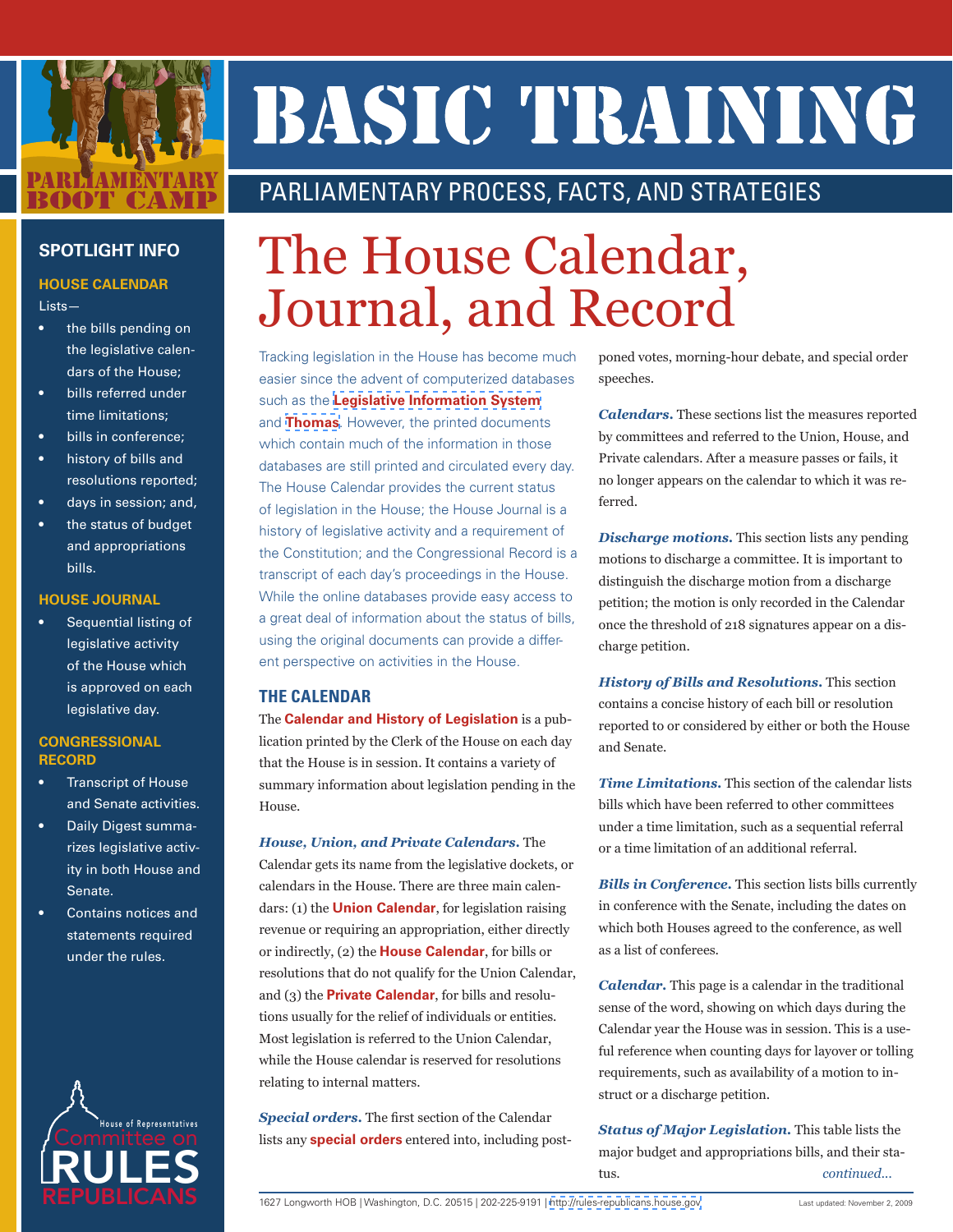# BASIC TRAINING

PARLIAMENTARY PROCESS, FACTS, AND STRATEGIES

PARLIAMENTARY BOOT CAMP

# The House Calendar, Journal, and Record

Tracking legislation in the House has become much easier since the advent of computerized databases such as the **Legislative Information System** and **Thomas**. However, the printed documents which contain much of the information in those databases are still printed and circulated every day. The House Calendar provides the current status of legislation in the House; the House Journal is a history of legislative activity and a requirement of the Constitution; and the Congressional Record is a transcript of each day's proceedings in the House. While the online databases provide easy access to a great deal of information about the status of bills, using the original documents can provide a different perspective on activities in the House.

## THE CALENDAR

The **Calendar and History of Legislation** is a publication printed by the Clerk of the House on each day that the House is in session. It contains a variety of summary information about legislation pending in the House.

***House, Union, and Private Calendars.*** The Calendar gets its name from the legislative dockets, or calendars in the House. There are three main calendars: (1) the **Union Calendar**, for legislation raising revenue or requiring an appropriation, either directly or indirectly, (2) the **House Calendar**, for bills or resolutions that do not qualify for the Union Calendar, and (3) the **Private Calendar**, for bills and resolutions usually for the relief of individuals or entities. Most legislation is referred to the Union Calendar, while the House calendar is reserved for resolutions relating to internal matters.

***Special orders.*** The first section of the Calendar lists any **special orders** entered into, including postponed votes, morning-hour debate, and special order speeches.

***Calendars.*** These sections list the measures reported by committees and referred to the Union, House, and Private calendars. After a measure passes or fails, it no longer appears on the calendar to which it was referred.

***Discharge motions.*** This section lists any pending motions to discharge a committee. It is important to distinguish the discharge motion from a discharge petition; the motion is only recorded in the Calendar once the threshold of 218 signatures appear on a discharge petition.

***History of Bills and Resolutions.*** This section contains a concise history of each bill or resolution reported to or considered by either or both the House and Senate.

***Time Limitations.*** This section of the calendar lists bills which have been referred to other committees under a time limitation, such as a sequential referral or a time limitation of an additional referral.

***Bills in Conference.*** This section lists bills currently in conference with the Senate, including the dates on which both Houses agreed to the conference, as well as a list of conferees.

***Calendar.*** This page is a calendar in the traditional sense of the word, showing on which days during the Calendar year the House was in session. This is a useful reference when counting days for layover or tolling requirements, such as availability of a motion to instruct or a discharge petition.

***Status of Major Legislation.*** This table lists the major budget and appropriations bills, and their status.

*continued...*

### SPOTLIGHT INFO

**HOUSE CALENDAR**

Lists—

- the bills pending on the legislative calendars of the House;
- bills referred under time limitations;
- bills in conference;
- history of bills and resolutions reported;
- days in session; and,
- the status of budget and appropriations bills.

**HOUSE JOURNAL**

- Sequential listing of legislative activity of the House which is approved on each legislative day.

**CONGRESSIONAL RECORD**

- Transcript of House and Senate activities.
- Daily Digest summarizes legislative activity in both House and Senate.
- Contains notices and statements required under the rules.

House of Representatives Committee on RULES REPUBLICANS

1627 Longworth HOB | Washington, D.C. 20515 | 202-225-9191 | http://rules-republicans.house.gov

Last updated: November 2, 2009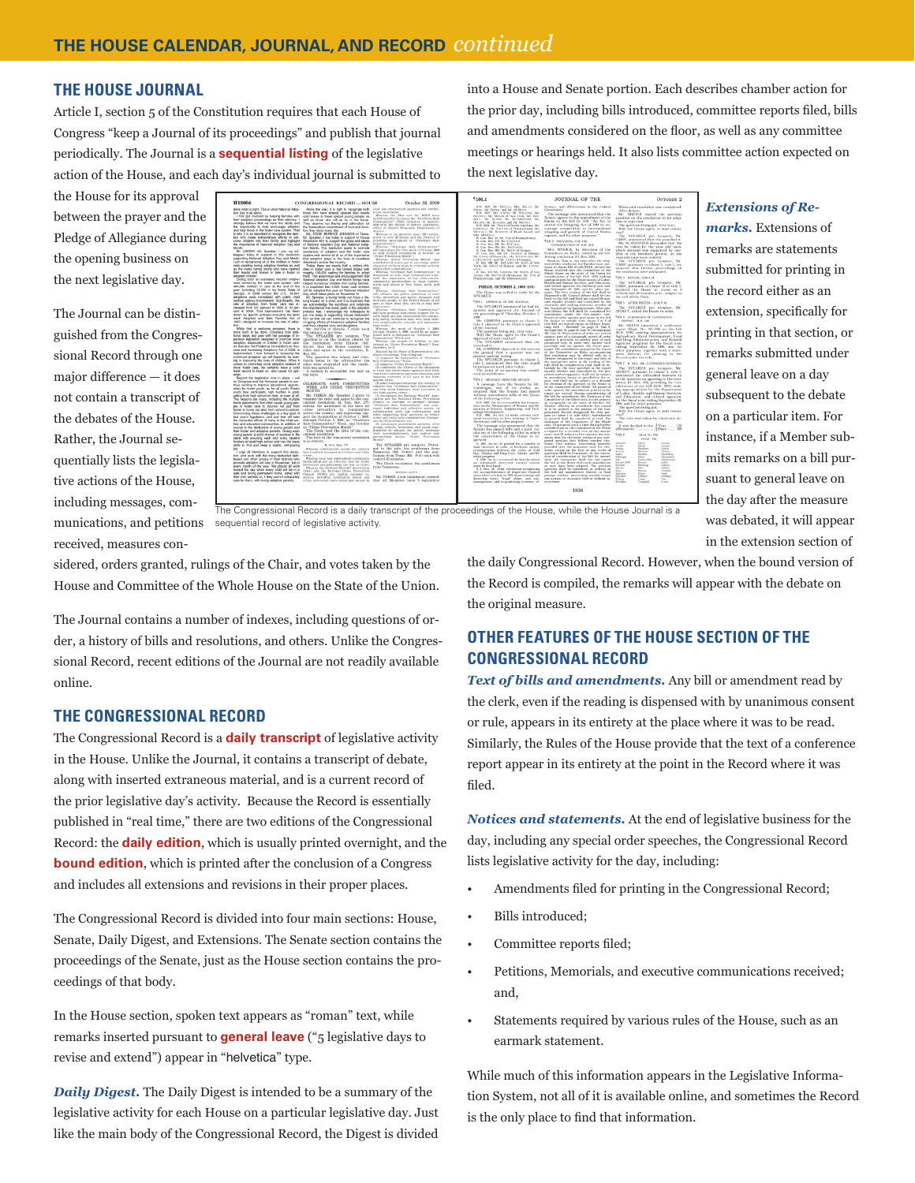## THE HOUSE CALENDAR, JOURNAL, AND RECORD *continued*

### THE HOUSE JOURNAL

Article I, section 5 of the Constitution requires that each House of Congress "keep a Journal of its proceedings" and publish that journal periodically. The Journal is a **sequential listing** of the legislative action of the House, and each day's individual journal is submitted to the House for its approval between the prayer and the Pledge of Allegiance during the opening business on the next legislative day.

The Journal can be distinguished from the Congressional Record through one major difference — it does not contain a transcript of the debates of the House. Rather, the Journal sequentially lists the legislative actions of the House, including messages, communications, and petitions received, measures considered, orders granted, rulings of the Chair, and votes taken by the House and Committee of the Whole House on the State of the Union.

The Congressional Record is a daily transcript of the proceedings of the House, while the House Journal is a sequential record of legislative activity.

The Journal contains a number of indexes, including questions of order, a history of bills and resolutions, and others. Unlike the Congressional Record, recent editions of the Journal are not readily available online.

### THE CONGRESSIONAL RECORD

The Congressional Record is a **daily transcript** of legislative activity in the House. Unlike the Journal, it contains a transcript of debate, along with inserted extraneous material, and is a current record of the prior legislative day's activity. Because the Record is essentially published in "real time," there are two editions of the Congressional Record: the **daily edition**, which is usually printed overnight, and the **bound edition**, which is printed after the conclusion of a Congress and includes all extensions and revisions in their proper places.

The Congressional Record is divided into four main sections: House, Senate, Daily Digest, and Extensions. The Senate section contains the proceedings of the Senate, just as the House section contains the proceedings of that body.

In the House section, spoken text appears as "roman" text, while remarks inserted pursuant to **general leave** ("5 legislative days to revise and extend") appear in "helvetica" type.

***Daily Digest.*** The Daily Digest is intended to be a summary of the legislative activity for each House on a particular legislative day. Just like the main body of the Congressional Record, the Digest is divided into a House and Senate portion. Each describes chamber action for the prior day, including bills introduced, committee reports filed, bills and amendments considered on the floor, as well as any committee meetings or hearings held. It also lists committee action expected on the next legislative day.

***Extensions of Remarks.*** Extensions of remarks are statements submitted for printing in the record either as an extension, specifically for printing in that section, or remarks submitted under general leave on a day subsequent to the debate on a particular item. For instance, if a Member submits remarks on a bill pursuant to general leave on the day after the measure was debated, it will appear in the extension section of the daily Congressional Record. However, when the bound version of the Record is compiled, the remarks will appear with the debate on the original measure.

### OTHER FEATURES OF THE HOUSE SECTION OF THE CONGRESSIONAL RECORD

***Text of bills and amendments.*** Any bill or amendment read by the clerk, even if the reading is dispensed with by unanimous consent or rule, appears in its entirety at the place where it was to be read. Similarly, the Rules of the House provide that the text of a conference report appear in its entirety at the point in the Record where it was filed.

***Notices and statements.*** At the end of legislative business for the day, including any special order speeches, the Congressional Record lists legislative activity for the day, including:

- Amendments filed for printing in the Congressional Record;
- Bills introduced;
- Committee reports filed;
- Petitions, Memorials, and executive communications received; and,
- Statements required by various rules of the House, such as an earmark statement.

While much of this information appears in the Legislative Information System, not all of it is available online, and sometimes the Record is the only place to find that information.